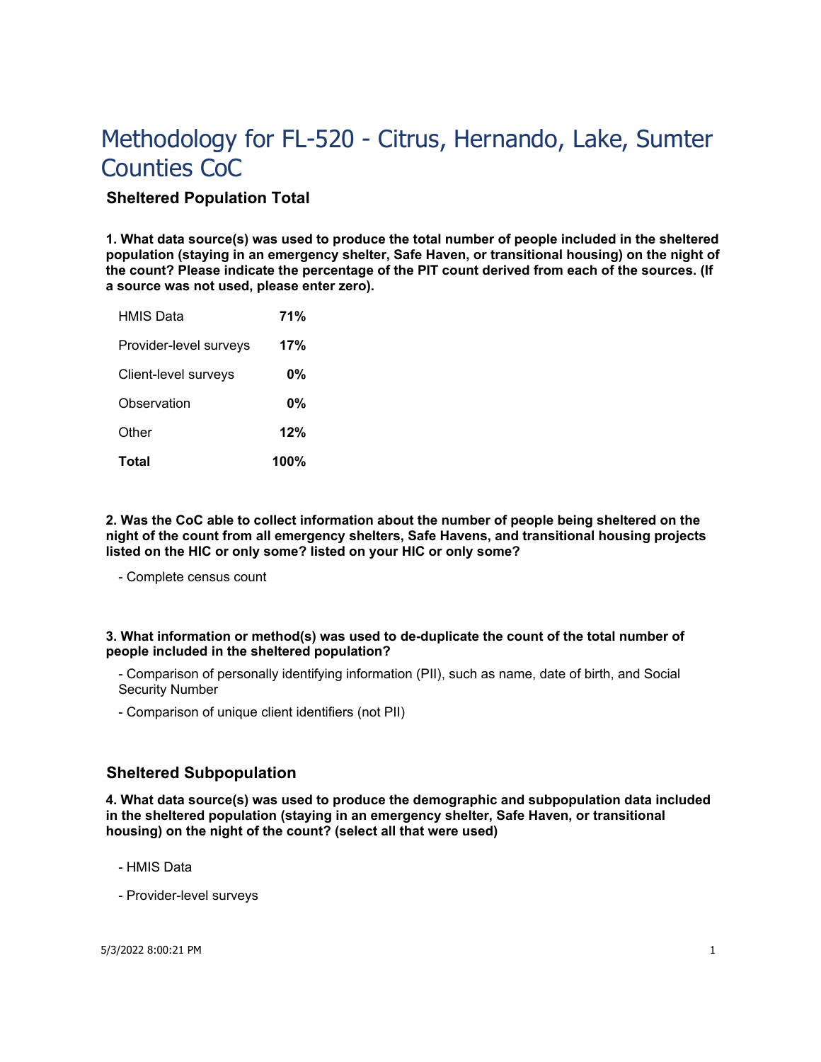# Methodology for FL-520 - Citrus, Hernando, Lake, Sumter Counties CoC

## Sheltered Population Total

**1. What data source(s) was used to produce the total number of people included in the sheltered population (staying in an emergency shelter, Safe Haven, or transitional housing) on the night of the count? Please indicate the percentage of the PIT count derived from each of the sources. (If a source was not used, please enter zero).**

| | |
|---|---|
| HMIS Data | **71%** |
| Provider-level surveys | **17%** |
| Client-level surveys | **0%** |
| Observation | **0%** |
| Other | **12%** |
| **Total** | **100%** |

**2. Was the CoC able to collect information about the number of people being sheltered on the night of the count from all emergency shelters, Safe Havens, and transitional housing projects listed on the HIC or only some? listed on your HIC or only some?**

- Complete census count

**3. What information or method(s) was used to de-duplicate the count of the total number of people included in the sheltered population?**

- Comparison of personally identifying information (PII), such as name, date of birth, and Social Security Number
- Comparison of unique client identifiers (not PII)

## Sheltered Subpopulation

**4. What data source(s) was used to produce the demographic and subpopulation data included in the sheltered population (staying in an emergency shelter, Safe Haven, or transitional housing) on the night of the count? (select all that were used)**

- HMIS Data
- Provider-level surveys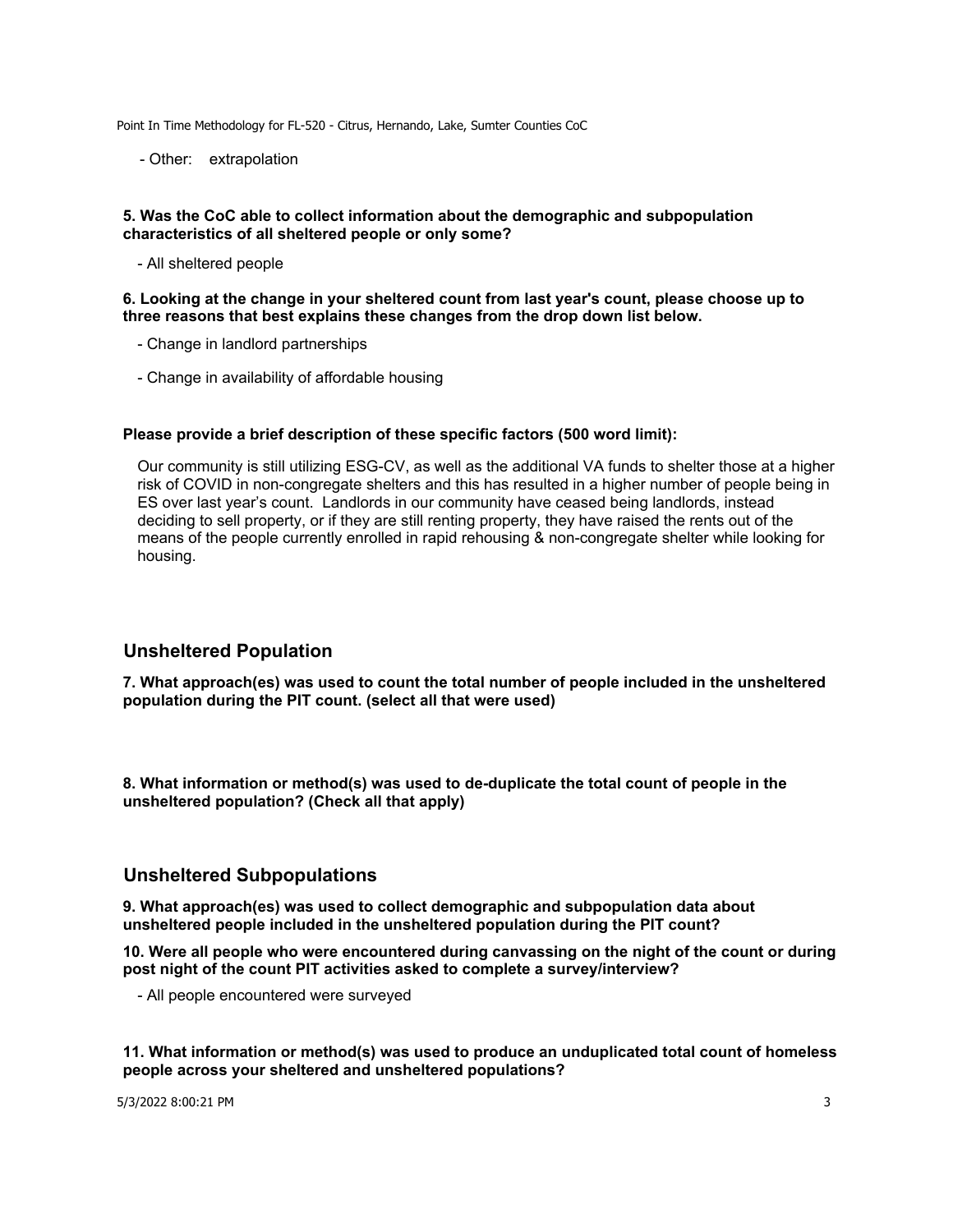- Other: extrapolation

**5. Was the CoC able to collect information about the demographic and subpopulation characteristics of all sheltered people or only some?**

- All sheltered people

**6. Looking at the change in your sheltered count from last year's count, please choose up to three reasons that best explains these changes from the drop down list below.**

- Change in landlord partnerships
- Change in availability of affordable housing

**Please provide a brief description of these specific factors (500 word limit):**

Our community is still utilizing ESG-CV, as well as the additional VA funds to shelter those at a higher risk of COVID in non-congregate shelters and this has resulted in a higher number of people being in ES over last year's count. Landlords in our community have ceased being landlords, instead deciding to sell property, or if they are still renting property, they have raised the rents out of the means of the people currently enrolled in rapid rehousing & non-congregate shelter while looking for housing.

## Unsheltered Population

**7. What approach(es) was used to count the total number of people included in the unsheltered population during the PIT count. (select all that were used)**

**8. What information or method(s) was used to de-duplicate the total count of people in the unsheltered population? (Check all that apply)**

## Unsheltered Subpopulations

**9. What approach(es) was used to collect demographic and subpopulation data about unsheltered people included in the unsheltered population during the PIT count?**

**10. Were all people who were encountered during canvassing on the night of the count or during post night of the count PIT activities asked to complete a survey/interview?**

- All people encountered were surveyed

**11. What information or method(s) was used to produce an unduplicated total count of homeless people across your sheltered and unsheltered populations?**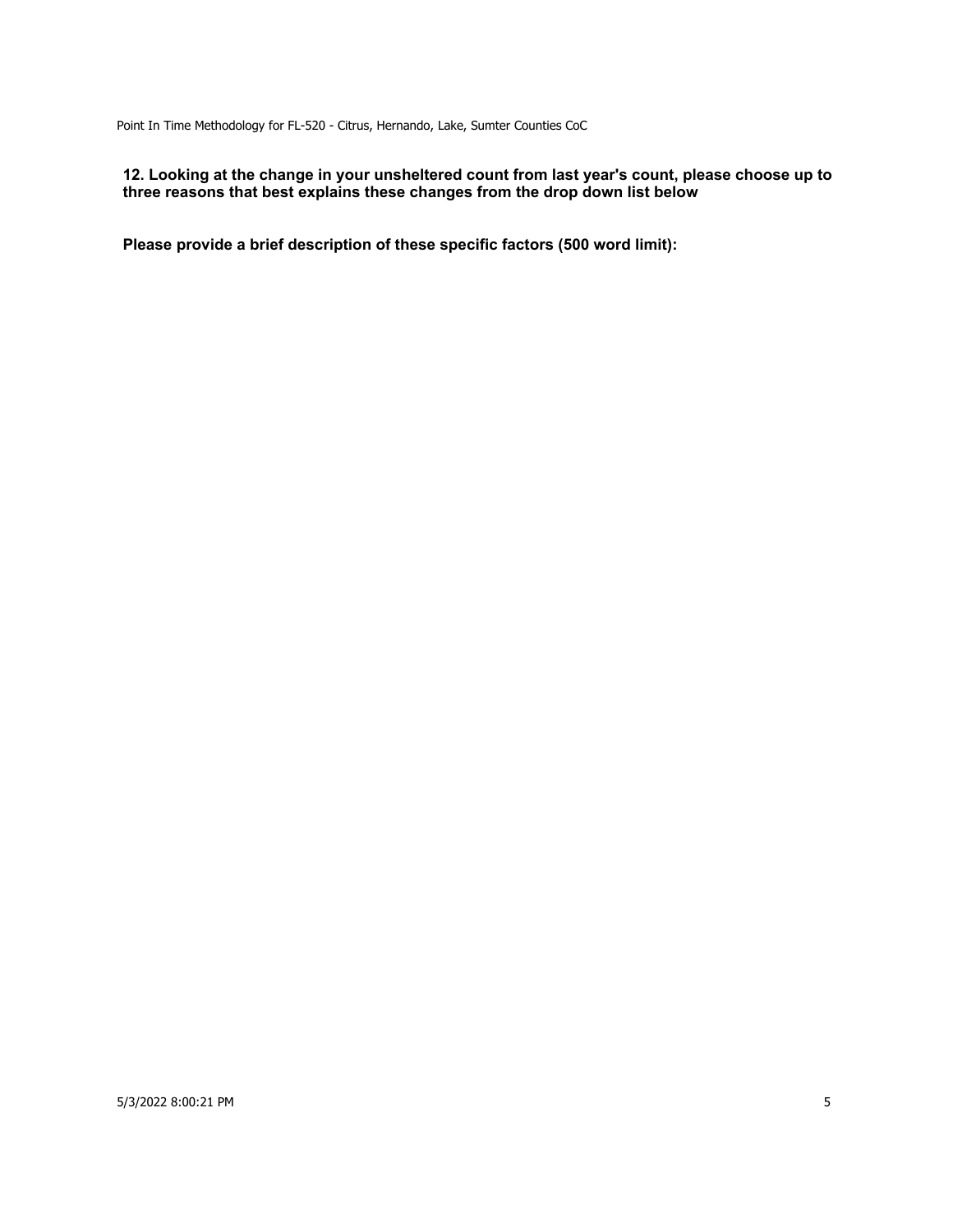**12. Looking at the change in your unsheltered count from last year's count, please choose up to three reasons that best explains these changes from the drop down list below**

**Please provide a brief description of these specific factors (500 word limit):**